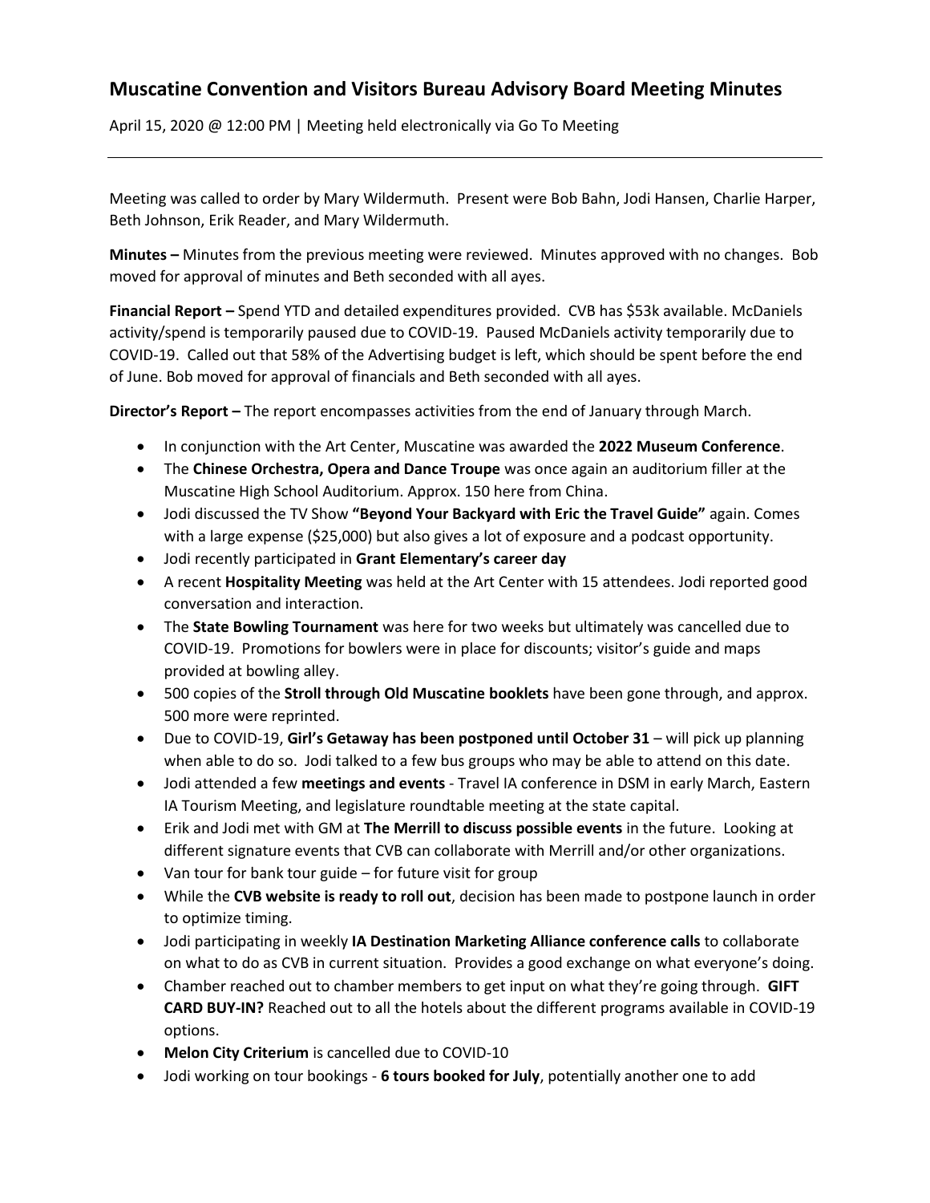# Muscatine Convention and Visitors Bureau Advisory Board Meeting Minutes

April 15, 2020 @ 12:00 PM | Meeting held electronically via Go To Meeting

---

Meeting was called to order by Mary Wildermuth. Present were Bob Bahn, Jodi Hansen, Charlie Harper, Beth Johnson, Erik Reader, and Mary Wildermuth.

**Minutes –** Minutes from the previous meeting were reviewed. Minutes approved with no changes. Bob moved for approval of minutes and Beth seconded with all ayes.

**Financial Report –** Spend YTD and detailed expenditures provided. CVB has $53k available. McDaniels activity/spend is temporarily paused due to COVID-19. Paused McDaniels activity temporarily due to COVID-19. Called out that 58% of the Advertising budget is left, which should be spent before the end of June. Bob moved for approval of financials and Beth seconded with all ayes.

**Director's Report –** The report encompasses activities from the end of January through March.

- In conjunction with the Art Center, Muscatine was awarded the **2022 Museum Conference**.
- The **Chinese Orchestra, Opera and Dance Troupe** was once again an auditorium filler at the Muscatine High School Auditorium. Approx. 150 here from China.
- Jodi discussed the TV Show **"Beyond Your Backyard with Eric the Travel Guide"** again. Comes with a large expense ($25,000) but also gives a lot of exposure and a podcast opportunity.
- Jodi recently participated in **Grant Elementary's career day**
- A recent **Hospitality Meeting** was held at the Art Center with 15 attendees. Jodi reported good conversation and interaction.
- The **State Bowling Tournament** was here for two weeks but ultimately was cancelled due to COVID-19. Promotions for bowlers were in place for discounts; visitor's guide and maps provided at bowling alley.
- 500 copies of the **Stroll through Old Muscatine booklets** have been gone through, and approx. 500 more were reprinted.
- Due to COVID-19, **Girl's Getaway has been postponed until October 31** – will pick up planning when able to do so. Jodi talked to a few bus groups who may be able to attend on this date.
- Jodi attended a few **meetings and events** - Travel IA conference in DSM in early March, Eastern IA Tourism Meeting, and legislature roundtable meeting at the state capital.
- Erik and Jodi met with GM at **The Merrill to discuss possible events** in the future. Looking at different signature events that CVB can collaborate with Merrill and/or other organizations.
- Van tour for bank tour guide – for future visit for group
- While the **CVB website is ready to roll out**, decision has been made to postpone launch in order to optimize timing.
- Jodi participating in weekly **IA Destination Marketing Alliance conference calls** to collaborate on what to do as CVB in current situation. Provides a good exchange on what everyone's doing.
- Chamber reached out to chamber members to get input on what they're going through. **GIFT CARD BUY-IN?** Reached out to all the hotels about the different programs available in COVID-19 options.
- **Melon City Criterium** is cancelled due to COVID-10
- Jodi working on tour bookings - **6 tours booked for July**, potentially another one to add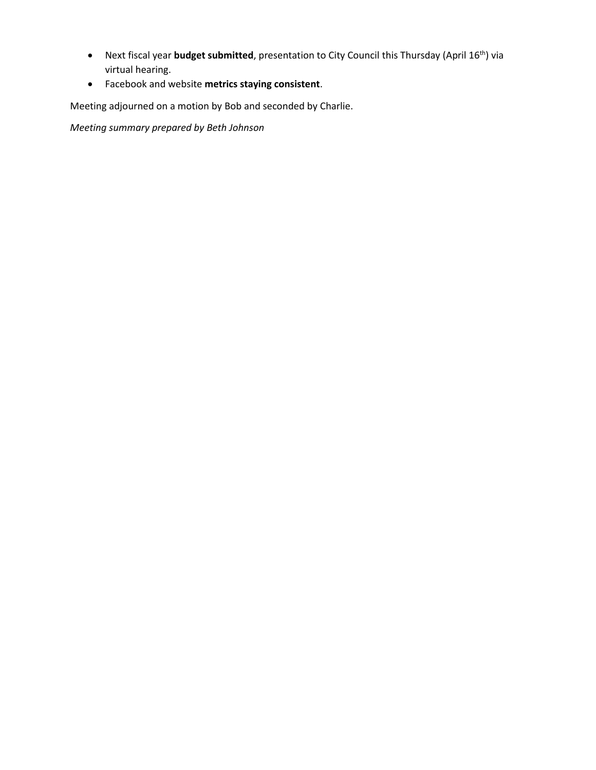- Next fiscal year **budget submitted**, presentation to City Council this Thursday (April 16th) via virtual hearing.
- Facebook and website **metrics staying consistent**.

Meeting adjourned on a motion by Bob and seconded by Charlie.

*Meeting summary prepared by Beth Johnson*